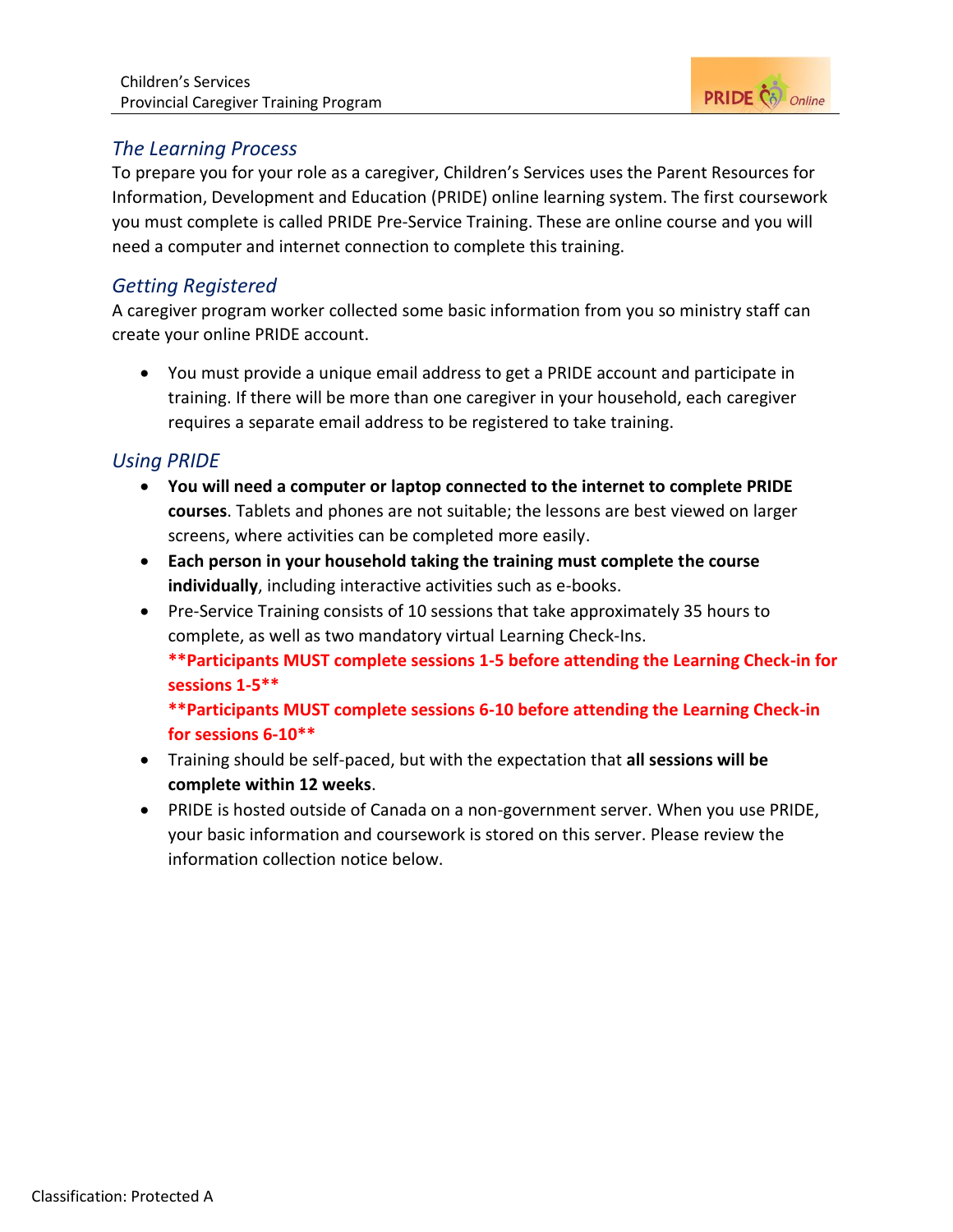## The Learning Process

To prepare you for your role as a caregiver, Children's Services uses the Parent Resources for Information, Development and Education (PRIDE) online learning system. The first coursework you must complete is called PRIDE Pre-Service Training. These are online course and you will need a computer and internet connection to complete this training.

## Getting Registered

A caregiver program worker collected some basic information from you so ministry staff can create your online PRIDE account.

- You must provide a unique email address to get a PRIDE account and participate in training. If there will be more than one caregiver in your household, each caregiver requires a separate email address to be registered to take training.

## Using PRIDE

- **You will need a computer or laptop connected to the internet to complete PRIDE courses**. Tablets and phones are not suitable; the lessons are best viewed on larger screens, where activities can be completed more easily.
- **Each person in your household taking the training must complete the course individually**, including interactive activities such as e-books.
- Pre-Service Training consists of 10 sessions that take approximately 35 hours to complete, as well as two mandatory virtual Learning Check-Ins.
  **\*\*Participants MUST complete sessions 1-5 before attending the Learning Check-in for sessions 1-5\*\***
  **\*\*Participants MUST complete sessions 6-10 before attending the Learning Check-in for sessions 6-10\*\***
- Training should be self-paced, but with the expectation that **all sessions will be complete within 12 weeks**.
- PRIDE is hosted outside of Canada on a non-government server. When you use PRIDE, your basic information and coursework is stored on this server. Please review the information collection notice below.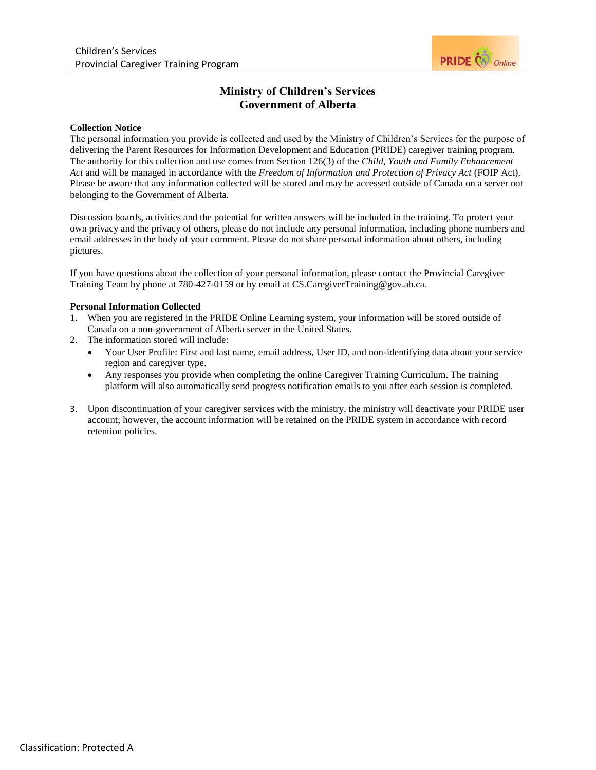**Ministry of Children's Services**
**Government of Alberta**

**Collection Notice**

The personal information you provide is collected and used by the Ministry of Children's Services for the purpose of delivering the Parent Resources for Information Development and Education (PRIDE) caregiver training program. The authority for this collection and use comes from Section 126(3) of the *Child, Youth and Family Enhancement Act* and will be managed in accordance with the *Freedom of Information and Protection of Privacy Act* (FOIP Act). Please be aware that any information collected will be stored and may be accessed outside of Canada on a server not belonging to the Government of Alberta.

Discussion boards, activities and the potential for written answers will be included in the training. To protect your own privacy and the privacy of others, please do not include any personal information, including phone numbers and email addresses in the body of your comment. Please do not share personal information about others, including pictures.

If you have questions about the collection of your personal information, please contact the Provincial Caregiver Training Team by phone at 780-427-0159 or by email at CS.CaregiverTraining@gov.ab.ca.

**Personal Information Collected**

1. When you are registered in the PRIDE Online Learning system, your information will be stored outside of Canada on a non-government of Alberta server in the United States.
2. The information stored will include:
   - Your User Profile: First and last name, email address, User ID, and non-identifying data about your service region and caregiver type.
   - Any responses you provide when completing the online Caregiver Training Curriculum. The training platform will also automatically send progress notification emails to you after each session is completed.
3. Upon discontinuation of your caregiver services with the ministry, the ministry will deactivate your PRIDE user account; however, the account information will be retained on the PRIDE system in accordance with record retention policies.